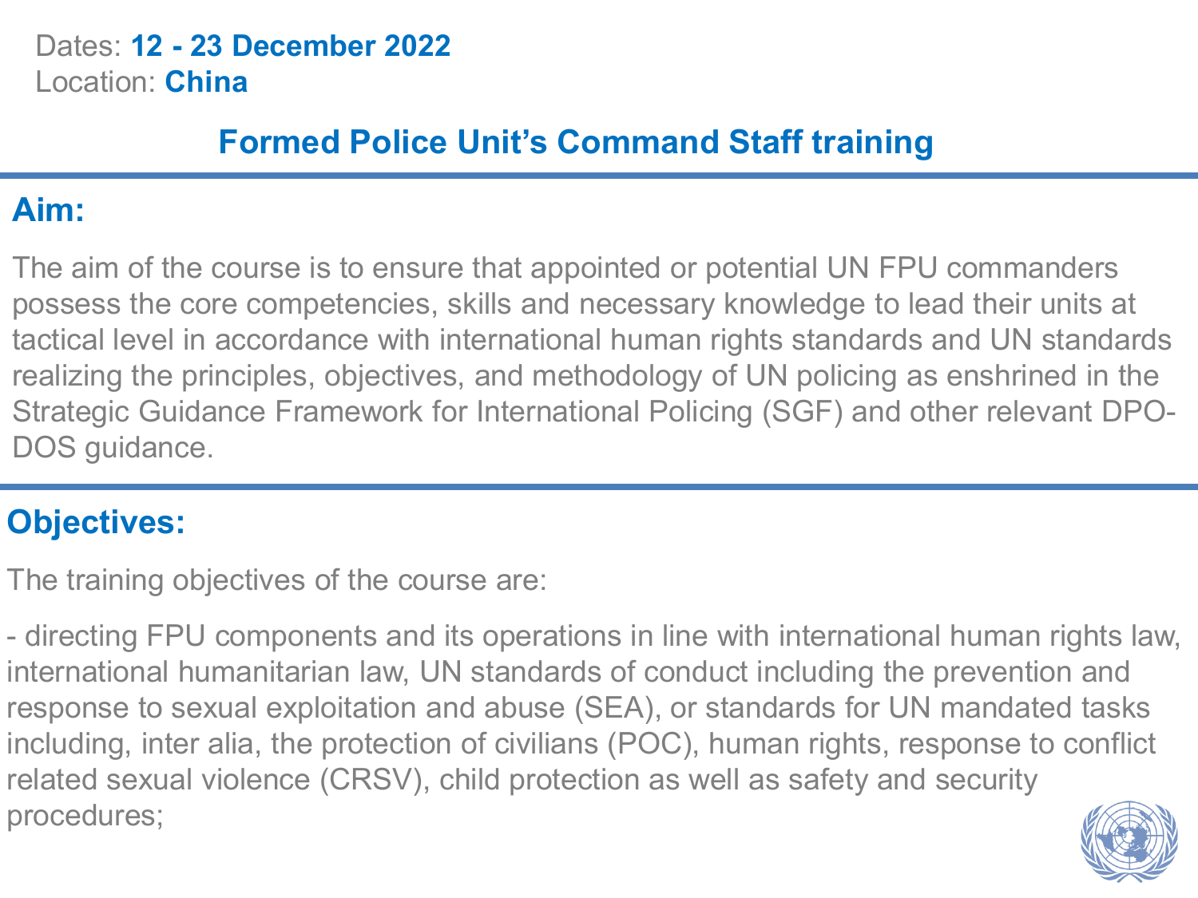Dates: **12 - 23 December 2022**
Location: **China**

# Formed Police Unit's Command Staff training

## Aim:

The aim of the course is to ensure that appointed or potential UN FPU commanders possess the core competencies, skills and necessary knowledge to lead their units at tactical level in accordance with international human rights standards and UN standards realizing the principles, objectives, and methodology of UN policing as enshrined in the Strategic Guidance Framework for International Policing (SGF) and other relevant DPO-DOS guidance.

## Objectives:

The training objectives of the course are:

- directing FPU components and its operations in line with international human rights law, international humanitarian law, UN standards of conduct including the prevention and response to sexual exploitation and abuse (SEA), or standards for UN mandated tasks including, inter alia, the protection of civilians (POC), human rights, response to conflict related sexual violence (CRSV), child protection as well as safety and security procedures;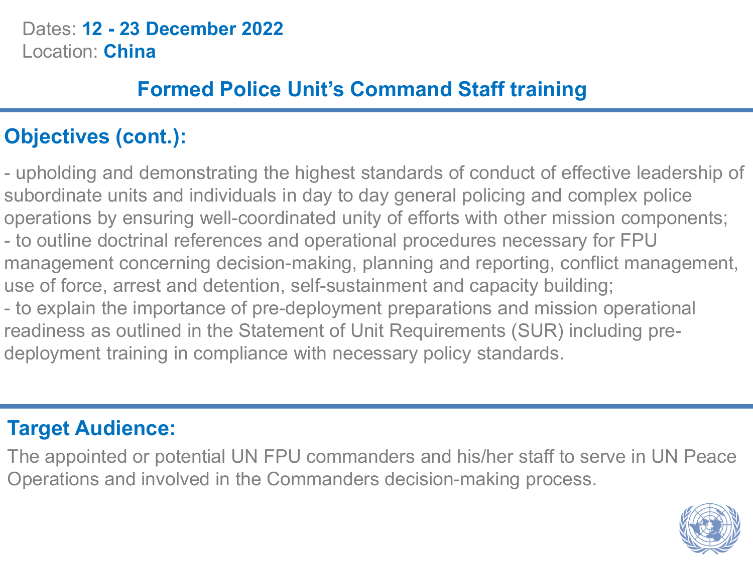Dates: **12 - 23 December 2022**
Location: **China**

## Formed Police Unit's Command Staff training

### Objectives (cont.):

- upholding and demonstrating the highest standards of conduct of effective leadership of subordinate units and individuals in day to day general policing and complex police operations by ensuring well-coordinated unity of efforts with other mission components;
- to outline doctrinal references and operational procedures necessary for FPU management concerning decision-making, planning and reporting, conflict management, use of force, arrest and detention, self-sustainment and capacity building;
- to explain the importance of pre-deployment preparations and mission operational readiness as outlined in the Statement of Unit Requirements (SUR) including pre-deployment training in compliance with necessary policy standards.

### Target Audience:

The appointed or potential UN FPU commanders and his/her staff to serve in UN Peace Operations and involved in the Commanders decision-making process.